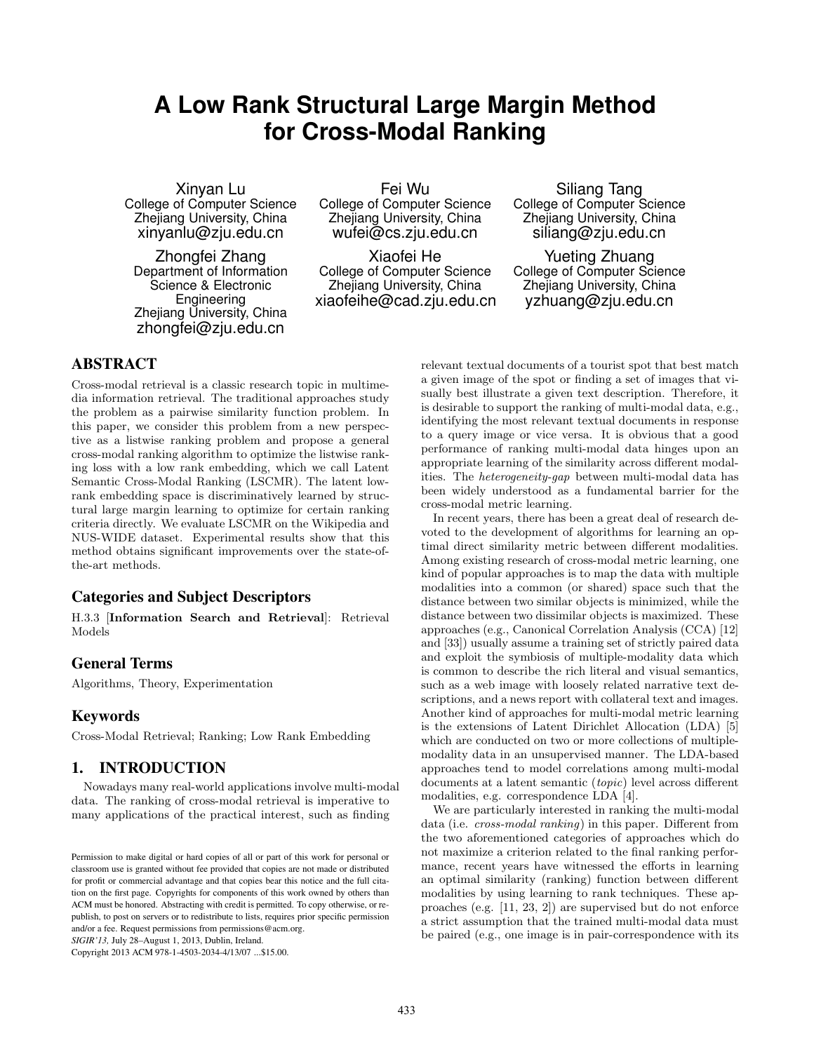# A Low Rank Structural Large Margin Method for Cross-Modal Ranking

Xinyan Lu
College of Computer Science
Zhejiang University, China
xinyanlu@zju.edu.cn

Fei Wu
College of Computer Science
Zhejiang University, China
wufei@cs.zju.edu.cn

Siliang Tang
College of Computer Science
Zhejiang University, China
siliang@zju.edu.cn

Zhongfei Zhang
Department of Information Science & Electronic Engineering
Zhejiang University, China
zhongfei@zju.edu.cn

Xiaofei He
College of Computer Science
Zhejiang University, China
xiaofeihe@cad.zju.edu.cn

Yueting Zhuang
College of Computer Science
Zhejiang University, China
yzhuang@zju.edu.cn

## ABSTRACT

Cross-modal retrieval is a classic research topic in multimedia information retrieval. The traditional approaches study the problem as a pairwise similarity function problem. In this paper, we consider this problem from a new perspective as a listwise ranking problem and propose a general cross-modal ranking algorithm to optimize the listwise ranking loss with a low rank embedding, which we call Latent Semantic Cross-Modal Ranking (LSCMR). The latent low-rank embedding space is discriminatively learned by structural large margin learning to optimize for certain ranking criteria directly. We evaluate LSCMR on the Wikipedia and NUS-WIDE dataset. Experimental results show that this method obtains significant improvements over the state-of-the-art methods.

### Categories and Subject Descriptors

H.3.3 [**Information Search and Retrieval**]: Retrieval Models

### General Terms

Algorithms, Theory, Experimentation

### Keywords

Cross-Modal Retrieval; Ranking; Low Rank Embedding

## 1. INTRODUCTION

Nowadays many real-world applications involve multi-modal data. The ranking of cross-modal retrieval is imperative to many applications of the practical interest, such as finding relevant textual documents of a tourist spot that best match a given image of the spot or finding a set of images that visually best illustrate a given text description. Therefore, it is desirable to support the ranking of multi-modal data, e.g., identifying the most relevant textual documents in response to a query image or vice versa. It is obvious that a good performance of ranking multi-modal data hinges upon an appropriate learning of the similarity across different modalities. The *heterogeneity-gap* between multi-modal data has been widely understood as a fundamental barrier for the cross-modal metric learning.

In recent years, there has been a great deal of research devoted to the development of algorithms for learning an optimal direct similarity metric between different modalities. Among existing research of cross-modal metric learning, one kind of popular approaches is to map the data with multiple modalities into a common (or shared) space such that the distance between two similar objects is minimized, while the distance between two dissimilar objects is maximized. These approaches (e.g., Canonical Correlation Analysis (CCA) [12] and [33]) usually assume a training set of strictly paired data and exploit the symbiosis of multiple-modality data which is common to describe the rich literal and visual semantics, such as a web image with loosely related narrative text descriptions, and a news report with collateral text and images. Another kind of approaches for multi-modal metric learning is the extensions of Latent Dirichlet Allocation (LDA) [5] which are conducted on two or more collections of multiple-modality data in an unsupervised manner. The LDA-based approaches tend to model correlations among multi-modal documents at a latent semantic (*topic*) level across different modalities, e.g. correspondence LDA [4].

We are particularly interested in ranking the multi-modal data (i.e. *cross-modal ranking*) in this paper. Different from the two aforementioned categories of approaches which do not maximize a criterion related to the final ranking performance, recent years have witnessed the efforts in learning an optimal similarity (ranking) function between different modalities by using learning to rank techniques. These approaches (e.g. [11, 23, 2]) are supervised but do not enforce a strict assumption that the trained multi-modal data must be paired (e.g., one image is in pair-correspondence with its

Permission to make digital or hard copies of all or part of this work for personal or classroom use is granted without fee provided that copies are not made or distributed for profit or commercial advantage and that copies bear this notice and the full citation on the first page. Copyrights for components of this work owned by others than ACM must be honored. Abstracting with credit is permitted. To copy otherwise, or republish, to post on servers or to redistribute to lists, requires prior specific permission and/or a fee. Request permissions from permissions@acm.org.
*SIGIR'13*, July 28–August 1, 2013, Dublin, Ireland.
Copyright 2013 ACM 978-1-4503-2034-4/13/07 ...$15.00.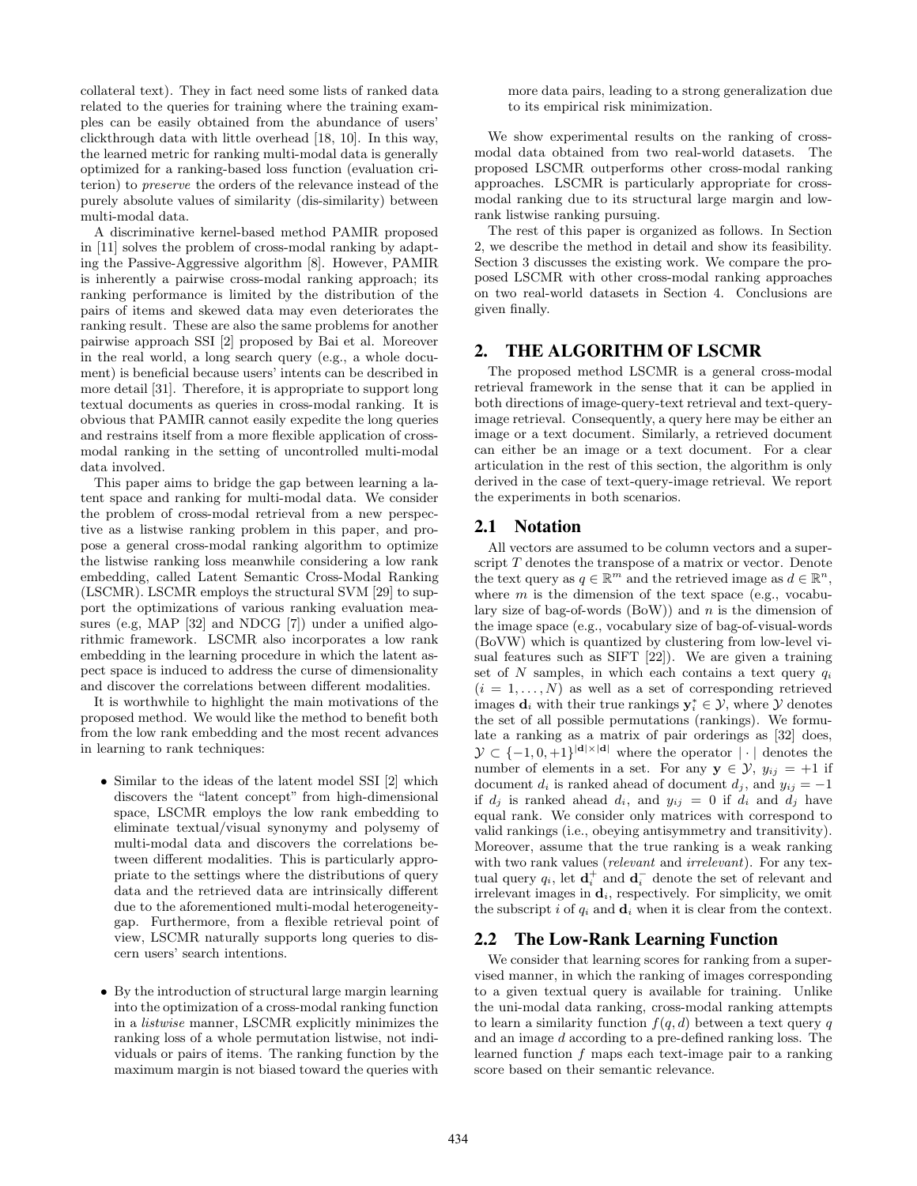collateral text). They in fact need some lists of ranked data related to the queries for training where the training examples can be easily obtained from the abundance of users' clickthrough data with little overhead [18, 10]. In this way, the learned metric for ranking multi-modal data is generally optimized for a ranking-based loss function (evaluation criterion) to *preserve* the orders of the relevance instead of the purely absolute values of similarity (dis-similarity) between multi-modal data.

A discriminative kernel-based method PAMIR proposed in [11] solves the problem of cross-modal ranking by adapting the Passive-Aggressive algorithm [8]. However, PAMIR is inherently a pairwise cross-modal ranking approach; its ranking performance is limited by the distribution of the pairs of items and skewed data may even deteriorates the ranking result. These are also the same problems for another pairwise approach SSI [2] proposed by Bai et al. Moreover in the real world, a long search query (e.g., a whole document) is beneficial because users' intents can be described in more detail [31]. Therefore, it is appropriate to support long textual documents as queries in cross-modal ranking. It is obvious that PAMIR cannot easily expedite the long queries and restrains itself from a more flexible application of cross-modal ranking in the setting of uncontrolled multi-modal data involved.

This paper aims to bridge the gap between learning a latent space and ranking for multi-modal data. We consider the problem of cross-modal retrieval from a new perspective as a listwise ranking problem in this paper, and propose a general cross-modal ranking algorithm to optimize the listwise ranking loss meanwhile considering a low rank embedding, called Latent Semantic Cross-Modal Ranking (LSCMR). LSCMR employs the structural SVM [29] to support the optimizations of various ranking evaluation measures (e.g, MAP [32] and NDCG [7]) under a unified algorithmic framework. LSCMR also incorporates a low rank embedding in the learning procedure in which the latent aspect space is induced to address the curse of dimensionality and discover the correlations between different modalities.

It is worthwhile to highlight the main motivations of the proposed method. We would like the method to benefit both from the low rank embedding and the most recent advances in learning to rank techniques:

- Similar to the ideas of the latent model SSI [2] which discovers the "latent concept" from high-dimensional space, LSCMR employs the low rank embedding to eliminate textual/visual synonymy and polysemy of multi-modal data and discovers the correlations between different modalities. This is particularly appropriate to the settings where the distributions of query data and the retrieved data are intrinsically different due to the aforementioned multi-modal heterogeneity-gap. Furthermore, from a flexible retrieval point of view, LSCMR naturally supports long queries to discern users' search intentions.

- By the introduction of structural large margin learning into the optimization of a cross-modal ranking function in a *listwise* manner, LSCMR explicitly minimizes the ranking loss of a whole permutation listwise, not individuals or pairs of items. The ranking function by the maximum margin is not biased toward the queries with more data pairs, leading to a strong generalization due to its empirical risk minimization.

We show experimental results on the ranking of cross-modal data obtained from two real-world datasets. The proposed LSCMR outperforms other cross-modal ranking approaches. LSCMR is particularly appropriate for cross-modal ranking due to its structural large margin and low-rank listwise ranking pursuing.

The rest of this paper is organized as follows. In Section 2, we describe the method in detail and show its feasibility. Section 3 discusses the existing work. We compare the proposed LSCMR with other cross-modal ranking approaches on two real-world datasets in Section 4. Conclusions are given finally.

## 2. THE ALGORITHM OF LSCMR

The proposed method LSCMR is a general cross-modal retrieval framework in the sense that it can be applied in both directions of image-query-text retrieval and text-query-image retrieval. Consequently, a query here may be either an image or a text document. Similarly, a retrieved document can either be an image or a text document. For a clear articulation in the rest of this section, the algorithm is only derived in the case of text-query-image retrieval. We report the experiments in both scenarios.

### 2.1 Notation

All vectors are assumed to be column vectors and a superscript $T$ denotes the transpose of a matrix or vector. Denote the text query as $q \in \mathbb{R}^m$ and the retrieved image as $d \in \mathbb{R}^n$, where $m$ is the dimension of the text space (e.g., vocabulary size of bag-of-words (BoW)) and $n$ is the dimension of the image space (e.g., vocabulary size of bag-of-visual-words (BoVW) which is quantized by clustering from low-level visual features such as SIFT [22]). We are given a training set of $N$ samples, in which each contains a text query $q_i$ ($i = 1, \ldots, N$) as well as a set of corresponding retrieved images $\mathbf{d}_i$ with their true rankings $\mathbf{y}_i^* \in \mathcal{Y}$, where $\mathcal{Y}$ denotes the set of all possible permutations (rankings). We formulate a ranking as a matrix of pair orderings as [32] does, $\mathcal{Y} \subset \{-1, 0, +1\}^{|\mathbf{d}| \times |\mathbf{d}|}$ where the operator $|\cdot|$ denotes the number of elements in a set. For any $\mathbf{y} \in \mathcal{Y}$, $y_{ij} = +1$ if document $d_i$ is ranked ahead of document $d_j$, and $y_{ij} = -1$ if $d_j$ is ranked ahead $d_i$, and $y_{ij} = 0$ if $d_i$ and $d_j$ have equal rank. We consider only matrices with correspond to valid rankings (i.e., obeying antisymmetry and transitivity). Moreover, assume that the true ranking is a weak ranking with two rank values (*relevant* and *irrelevant*). For any textual query $q_i$, let $\mathbf{d}_i^+$ and $\mathbf{d}_i^-$ denote the set of relevant and irrelevant images in $\mathbf{d}_i$, respectively. For simplicity, we omit the subscript $i$ of $q_i$ and $\mathbf{d}_i$ when it is clear from the context.

### 2.2 The Low-Rank Learning Function

We consider that learning scores for ranking from a supervised manner, in which the ranking of images corresponding to a given textual query is available for training. Unlike the uni-modal data ranking, cross-modal ranking attempts to learn a similarity function $f(q, d)$ between a text query $q$ and an image $d$ according to a pre-defined ranking loss. The learned function $f$ maps each text-image pair to a ranking score based on their semantic relevance.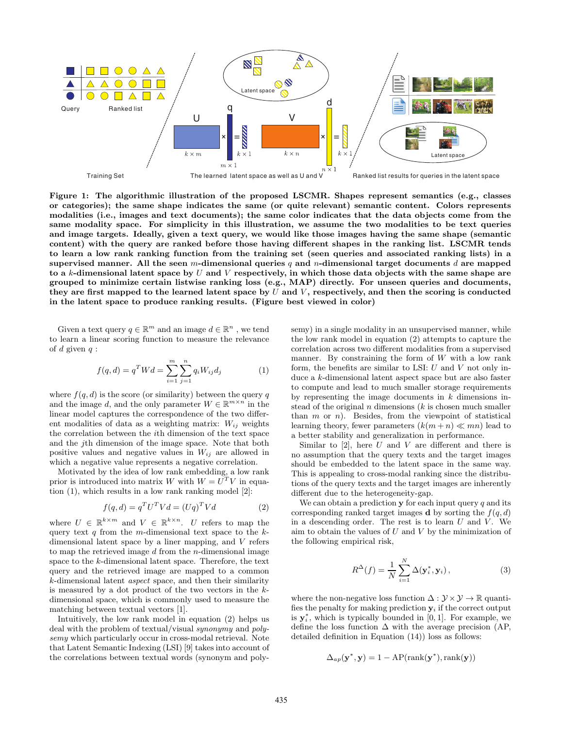**Figure 1: The algorithmic illustration of the proposed LSCMR. Shapes represent semantics (e.g., classes or categories); the same shape indicates the same (or quite relevant) semantic content. Colors represents modalities (i.e., images and text documents); the same color indicates that the data objects come from the same modality space. For simplicity in this illustration, we assume the two modalities to be text queries and image targets. Ideally, given a text query, we would like those images having the same shape (semantic content) with the query are ranked before those having different shapes in the ranking list. LSCMR tends to learn a low rank ranking function from the training set (seen queries and associated ranking lists) in a supervised manner. All the seen $m$-dimensional queries $q$ and $n$-dimensional target documents $d$ are mapped to a $k$-dimensional latent space by $U$ and $V$ respectively, in which those data objects with the same shape are grouped to minimize certain listwise ranking loss (e.g., MAP) directly. For unseen queries and documents, they are first mapped to the learned latent space by $U$ and $V$, respectively, and then the scoring is conducted in the latent space to produce ranking results. (Figure best viewed in color)**

Given a text query $q \in \mathbb{R}^m$ and an image $d \in \mathbb{R}^n$ , we tend to learn a linear scoring function to measure the relevance of $d$ given $q$ :

$$f(q,d) = q^T W d = \sum_{i=1}^{m}\sum_{j=1}^{n} q_i W_{ij} d_j \qquad (1)$$

where $f(q,d)$ is the score (or similarity) between the query $q$ and the image $d$, and the only parameter $W \in \mathbb{R}^{m\times n}$ in the linear model captures the correspondence of the two different modalities of data as a weighting matrix: $W_{ij}$ weights the correlation between the $i$th dimension of the text space and the $j$th dimension of the image space. Note that both positive values and negative values in $W_{ij}$ are allowed in which a negative value represents a negative correlation.

Motivated by the idea of low rank embedding, a low rank prior is introduced into matrix $W$ with $W = U^T V$ in equation (1), which results in a low rank ranking model [2]:

$$f(q,d) = q^T U^T V d = (Uq)^T V d \qquad (2)$$

where $U \in \mathbb{R}^{k\times m}$ and $V \in \mathbb{R}^{k\times n}$. $U$ refers to map the query text $q$ from the $m$-dimensional text space to the $k$-dimensional latent space by a liner mapping, and $V$ refers to map the retrieved image $d$ from the $n$-dimensional image space to the $k$-dimensional latent space. Therefore, the text query and the retrieved image are mapped to a common $k$-dimensional latent *aspect* space, and then their similarity is measured by a dot product of the two vectors in the $k$-dimensional space, which is commonly used to measure the matching between textual vectors [1].

Intuitively, the low rank model in equation (2) helps us deal with the problem of textual/visual *synonymy* and *polysemy* which particularly occur in cross-modal retrieval. Note that Latent Semantic Indexing (LSI) [9] takes into account of the correlations between textual words (synonym and polysemy) in a single modality in an unsupervised manner, while the low rank model in equation (2) attempts to capture the correlation across two different modalities from a supervised manner. By constraining the form of $W$ with a low rank form, the benefits are similar to LSI: $U$ and $V$ not only induce a $k$-dimensional latent aspect space but are also faster to compute and lead to much smaller storage requirements by representing the image documents in $k$ dimensions instead of the original $n$ dimensions ($k$ is chosen much smaller than $m$ or $n$). Besides, from the viewpoint of statistical learning theory, fewer parameters ($k(m+n) \ll mn$) lead to a better stability and generalization in performance.

Similar to [2], here $U$ and $V$ are different and there is no assumption that the query texts and the target images should be embedded to the latent space in the same way. This is appealing to cross-modal ranking since the distributions of the query texts and the target images are inherently different due to the heterogeneity-gap.

We can obtain a prediction $\mathbf{y}$ for each input query $q$ and its corresponding ranked target images $\mathbf{d}$ by sorting the $f(q,d)$ in a descending order. The rest is to learn $U$ and $V$. We aim to obtain the values of $U$ and $V$ by the minimization of the following empirical risk,

$$R^{\Delta}(f) = \frac{1}{N}\sum_{i=1}^{N} \Delta(\mathbf{y}_i^*, \mathbf{y}_i)\,, \qquad (3)$$

where the non-negative loss function $\Delta : \mathcal{Y}\times\mathcal{Y} \to \mathbb{R}$ quantifies the penalty for making prediction $\mathbf{y}_i$ if the correct output is $\mathbf{y}_i^*$, which is typically bounded in $[0,1]$. For example, we define the loss function $\Delta$ with the average precision (AP, detailed definition in Equation (14)) loss as follows:

$$\Delta_{ap}(\mathbf{y}^*, \mathbf{y}) = 1 - \mathrm{AP}(\mathrm{rank}(\mathbf{y}^*), \mathrm{rank}(\mathbf{y}))$$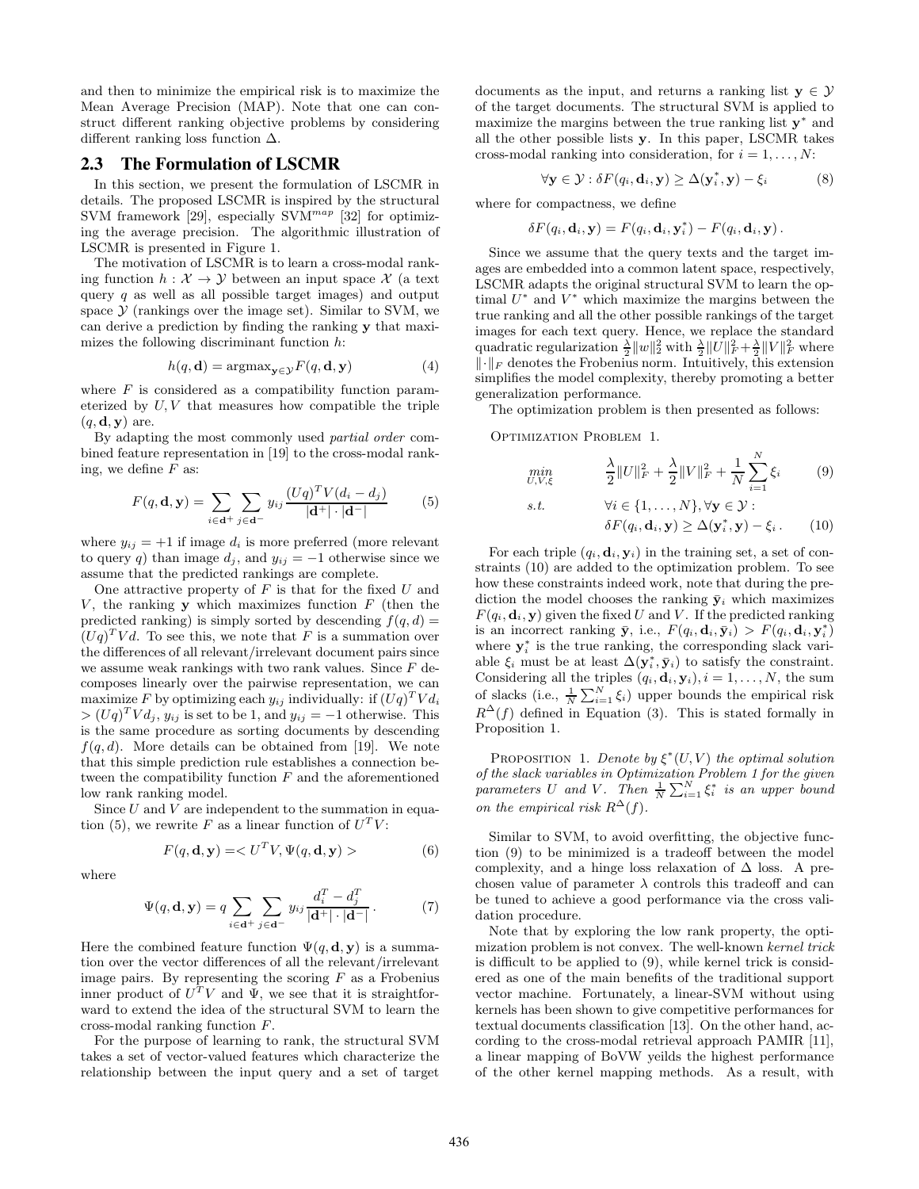and then to minimize the empirical risk is to maximize the Mean Average Precision (MAP). Note that one can construct different ranking objective problems by considering different ranking loss function $\Delta$.

## 2.3 The Formulation of LSCMR

In this section, we present the formulation of LSCMR in details. The proposed LSCMR is inspired by the structural SVM framework [29], especially SVM$^{map}$ [32] for optimizing the average precision. The algorithmic illustration of LSCMR is presented in Figure 1.

The motivation of LSCMR is to learn a cross-modal ranking function $h : \mathcal{X} \to \mathcal{Y}$ between an input space $\mathcal{X}$ (a text query $q$ as well as all possible target images) and output space $\mathcal{Y}$ (rankings over the image set). Similar to SVM, we can derive a prediction by finding the ranking $\mathbf{y}$ that maximizes the following discriminant function $h$:

$$h(q, \mathbf{d}) = \text{argmax}_{\mathbf{y} \in \mathcal{Y}} F(q, \mathbf{d}, \mathbf{y}) \tag{4}$$

where $F$ is considered as a compatibility function parameterized by $U, V$ that measures how compatible the triple $(q, \mathbf{d}, \mathbf{y})$ are.

By adapting the most commonly used *partial order* combined feature representation in [19] to the cross-modal ranking, we define $F$ as:

$$F(q, \mathbf{d}, \mathbf{y}) = \sum_{i \in \mathbf{d}^+} \sum_{j \in \mathbf{d}^-} y_{ij} \frac{(Uq)^T V(d_i - d_j)}{|\mathbf{d}^+| \cdot |\mathbf{d}^-|} \tag{5}$$

where $y_{ij} = +1$ if image $d_i$ is more preferred (more relevant to query $q$) than image $d_j$, and $y_{ij} = -1$ otherwise since we assume that the predicted rankings are complete.

One attractive property of $F$ is that for the fixed $U$ and $V$, the ranking $\mathbf{y}$ which maximizes function $F$ (then the predicted ranking) is simply sorted by descending $f(q, d) = (Uq)^T V d$. To see this, we note that $F$ is a summation over the differences of all relevant/irrelevant document pairs since we assume weak rankings with two rank values. Since $F$ decomposes linearly over the pairwise representation, we can maximize $F$ by optimizing each $y_{ij}$ individually: if $(Uq)^T V d_i > (Uq)^T V d_j$, $y_{ij}$ is set to be 1, and $y_{ij} = -1$ otherwise. This is the same procedure as sorting documents by descending $f(q, d)$. More details can be obtained from [19]. We note that this simple prediction rule establishes a connection between the compatibility function $F$ and the aforementioned low rank ranking model.

Since $U$ and $V$ are independent to the summation in equation (5), we rewrite $F$ as a linear function of $U^T V$:

$$F(q, \mathbf{d}, \mathbf{y}) = < U^T V, \Psi(q, \mathbf{d}, \mathbf{y}) > \tag{6}$$

where

$$\Psi(q, \mathbf{d}, \mathbf{y}) = q \sum_{i \in \mathbf{d}^+} \sum_{j \in \mathbf{d}^-} y_{ij} \frac{d_i^T - d_j^T}{|\mathbf{d}^+| \cdot |\mathbf{d}^-|}. \tag{7}$$

Here the combined feature function $\Psi(q, \mathbf{d}, \mathbf{y})$ is a summation over the vector differences of all the relevant/irrelevant image pairs. By representing the scoring $F$ as a Frobenius inner product of $U^T V$ and $\Psi$, we see that it is straightforward to extend the idea of the structural SVM to learn the cross-modal ranking function $F$.

For the purpose of learning to rank, the structural SVM takes a set of vector-valued features which characterize the relationship between the input query and a set of target documents as the input, and returns a ranking list $\mathbf{y} \in \mathcal{Y}$ of the target documents. The structural SVM is applied to maximize the margins between the true ranking list $\mathbf{y}^*$ and all the other possible lists $\mathbf{y}$. In this paper, LSCMR takes cross-modal ranking into consideration, for $i = 1, \ldots, N$:

$$\forall \mathbf{y} \in \mathcal{Y} : \delta F(q_i, \mathbf{d}_i, \mathbf{y}) \geq \Delta(\mathbf{y}_i^*, \mathbf{y}) - \xi_i \tag{8}$$

where for compactness, we define

$$\delta F(q_i, \mathbf{d}_i, \mathbf{y}) = F(q_i, \mathbf{d}_i, \mathbf{y}_i^*) - F(q_i, \mathbf{d}_i, \mathbf{y}).$$

Since we assume that the query texts and the target images are embedded into a common latent space, respectively, LSCMR adapts the original structural SVM to learn the optimal $U^*$ and $V^*$ which maximize the margins between the true ranking and all the other possible rankings of the target images for each text query. Hence, we replace the standard quadratic regularization $\frac{\lambda}{2}\|w\|_2^2$ with $\frac{\lambda}{2}\|U\|_F^2 + \frac{\lambda}{2}\|V\|_F^2$ where $\|\cdot\|_F$ denotes the Frobenius norm. Intuitively, this extension simplifies the model complexity, thereby promoting a better generalization performance.

The optimization problem is then presented as follows:

Optimization Problem 1.

$$\min_{U,V,\xi} \quad \frac{\lambda}{2}\|U\|_F^2 + \frac{\lambda}{2}\|V\|_F^2 + \frac{1}{N}\sum_{i=1}^{N} \xi_i \tag{9}$$

$$\text{s.t.} \quad \forall i \in \{1, \ldots, N\}, \forall \mathbf{y} \in \mathcal{Y} :$$

$$\delta F(q_i, \mathbf{d}_i, \mathbf{y}) \geq \Delta(\mathbf{y}_i^*, \mathbf{y}) - \xi_i. \tag{10}$$

For each triple $(q_i, \mathbf{d}_i, \mathbf{y}_i)$ in the training set, a set of constraints (10) are added to the optimization problem. To see how these constraints indeed work, note that during the prediction the model chooses the ranking $\bar{\mathbf{y}}_i$ which maximizes $F(q_i, \mathbf{d}_i, \mathbf{y})$ given the fixed $U$ and $V$. If the predicted ranking is an incorrect ranking $\bar{\mathbf{y}}$, i.e., $F(q_i, \mathbf{d}_i, \bar{\mathbf{y}}_i) > F(q_i, \mathbf{d}_i, \mathbf{y}_i^*)$ where $\mathbf{y}_i^*$ is the true ranking, the corresponding slack variable $\xi_i$ must be at least $\Delta(\mathbf{y}_i^*, \bar{\mathbf{y}}_i)$ to satisfy the constraint. Considering all the triples $(q_i, \mathbf{d}_i, \mathbf{y}_i), i = 1, \ldots, N$, the sum of slacks (i.e., $\frac{1}{N}\sum_{i=1}^{N}\xi_i$) upper bounds the empirical risk $R^{\Delta}(f)$ defined in Equation (3). This is stated formally in Proposition 1.

Proposition 1. *Denote by $\xi^*(U, V)$ the optimal solution of the slack variables in Optimization Problem 1 for the given parameters $U$ and $V$. Then $\frac{1}{N}\sum_{i=1}^{N}\xi_i^*$ is an upper bound on the empirical risk $R^{\Delta}(f)$.*

Similar to SVM, to avoid overfitting, the objective function (9) to be minimized is a tradeoff between the model complexity, and a hinge loss relaxation of $\Delta$ loss. A prechosen value of parameter $\lambda$ controls this tradeoff and can be tuned to achieve a good performance via the cross validation procedure.

Note that by exploring the low rank property, the optimization problem is not convex. The well-known *kernel trick* is difficult to be applied to (9), while kernel trick is considered as one of the main benefits of the traditional support vector machine. Fortunately, a linear-SVM without using kernels has been shown to give competitive performances for textual documents classification [13]. On the other hand, according to the cross-modal retrieval approach PAMIR [11], a linear mapping of BoVW yeilds the highest performance of the other kernel mapping methods. As a result, with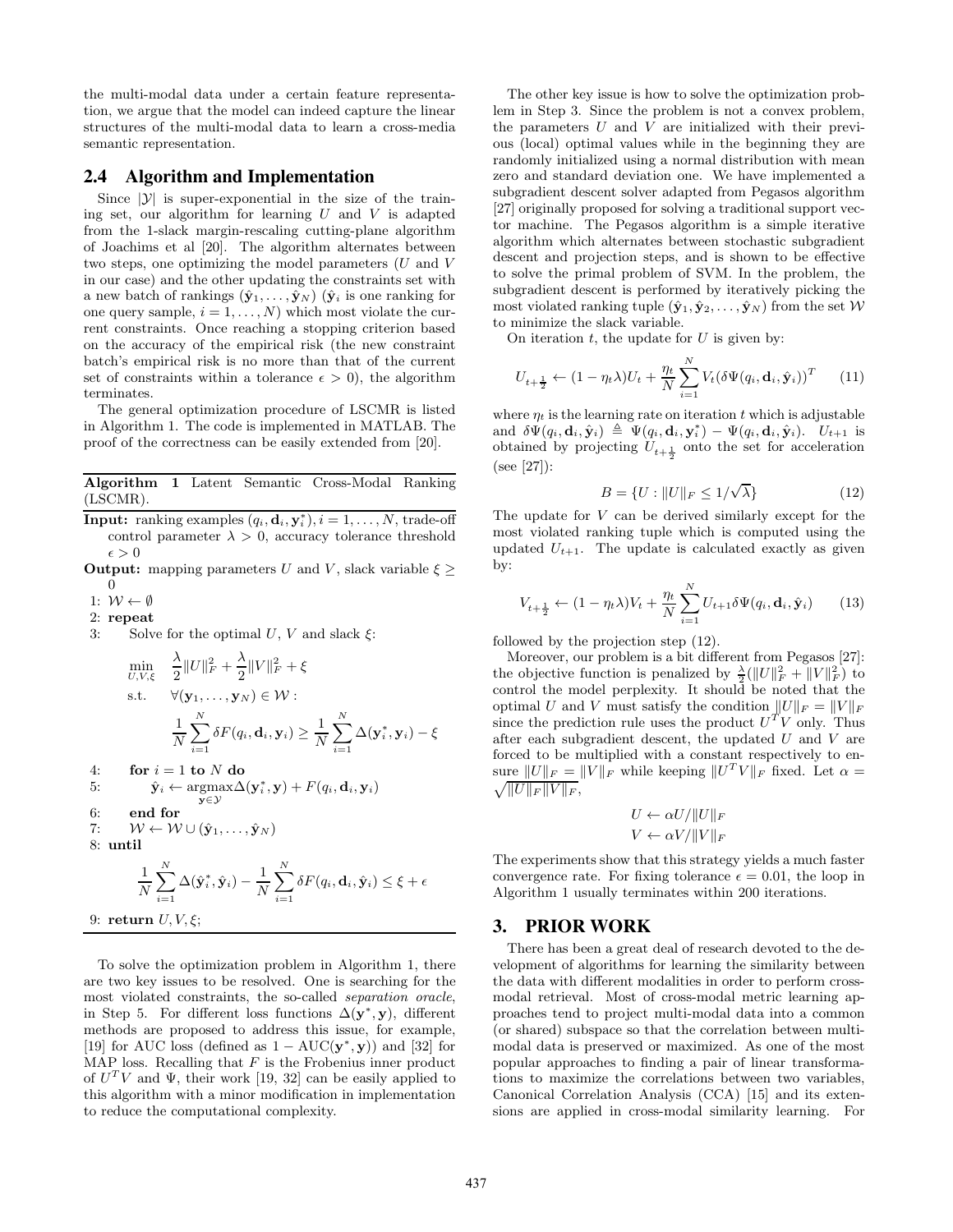the multi-modal data under a certain feature representation, we argue that the model can indeed capture the linear structures of the multi-modal data to learn a cross-media semantic representation.

## 2.4 Algorithm and Implementation

Since $|\mathcal{Y}|$ is super-exponential in the size of the training set, our algorithm for learning $U$ and $V$ is adapted from the 1-slack margin-rescaling cutting-plane algorithm of Joachims et al [20]. The algorithm alternates between two steps, one optimizing the model parameters ($U$ and $V$ in our case) and the other updating the constraints set with a new batch of rankings $(\hat{\mathbf{y}}_1, \ldots, \hat{\mathbf{y}}_N)$ ($\hat{\mathbf{y}}_i$ is one ranking for one query sample, $i = 1, \ldots, N$) which most violate the current constraints. Once reaching a stopping criterion based on the accuracy of the empirical risk (the new constraint batch's empirical risk is no more than that of the current set of constraints within a tolerance $\epsilon > 0$), the algorithm terminates.

The general optimization procedure of LSCMR is listed in Algorithm 1. The code is implemented in MATLAB. The proof of the correctness can be easily extended from [20].

**Algorithm 1** Latent Semantic Cross-Modal Ranking (LSCMR).

**Input:** ranking examples $(q_i, \mathbf{d}_i, \mathbf{y}_i^*), i = 1, \ldots, N$, trade-off control parameter $\lambda > 0$, accuracy tolerance threshold $\epsilon > 0$

**Output:** mapping parameters $U$ and $V$, slack variable $\xi \geq 0$

1: $\mathcal{W} \leftarrow \emptyset$

2: **repeat**

3: Solve for the optimal $U$, $V$ and slack $\xi$:

$$\min_{U,V,\xi} \quad \frac{\lambda}{2}\|U\|_F^2 + \frac{\lambda}{2}\|V\|_F^2 + \xi$$

$$\text{s.t.} \quad \forall(\mathbf{y}_1, \ldots, \mathbf{y}_N) \in \mathcal{W}:$$

$$\frac{1}{N}\sum_{i=1}^{N} \delta F(q_i, \mathbf{d}_i, \mathbf{y}_i) \geq \frac{1}{N}\sum_{i=1}^{N} \Delta(\mathbf{y}_i^*, \mathbf{y}_i) - \xi$$

4: **for** $i = 1$ **to** $N$ **do**

5: $\hat{\mathbf{y}}_i \leftarrow \underset{\mathbf{y} \in \mathcal{Y}}{\text{argmax}} \Delta(\mathbf{y}_i^*, \mathbf{y}) + F(q_i, \mathbf{d}_i, \mathbf{y})$

6: **end for**

7: $\mathcal{W} \leftarrow \mathcal{W} \cup (\hat{\mathbf{y}}_1, \ldots, \hat{\mathbf{y}}_N)$

8: **until**

$$\frac{1}{N}\sum_{i=1}^{N} \Delta(\hat{\mathbf{y}}_i^*, \hat{\mathbf{y}}_i) - \frac{1}{N}\sum_{i=1}^{N} \delta F(q_i, \mathbf{d}_i, \hat{\mathbf{y}}_i) \leq \xi + \epsilon$$

9: **return** $U, V, \xi$;

To solve the optimization problem in Algorithm 1, there are two key issues to be resolved. One is searching for the most violated constraints, the so-called *separation oracle*, in Step 5. For different loss functions $\Delta(\mathbf{y}^*, \mathbf{y})$, different methods are proposed to address this issue, for example, [19] for AUC loss (defined as $1 - \text{AUC}(\mathbf{y}^*, \mathbf{y})$) and [32] for MAP loss. Recalling that $F$ is the Frobenius inner product of $U^T V$ and $\Psi$, their work [19, 32] can be easily applied to this algorithm with a minor modification in implementation to reduce the computational complexity.

The other key issue is how to solve the optimization problem in Step 3. Since the problem is not a convex problem, the parameters $U$ and $V$ are initialized with their previous (local) optimal values while in the beginning they are randomly initialized using a normal distribution with mean zero and standard deviation one. We have implemented a subgradient descent solver adapted from Pegasos algorithm [27] originally proposed for solving a traditional support vector machine. The Pegasos algorithm is a simple iterative algorithm which alternates between stochastic subgradient descent and projection steps, and is shown to be effective to solve the primal problem of SVM. In the problem, the subgradient descent is performed by iteratively picking the most violated ranking tuple $(\hat{\mathbf{y}}_1, \hat{\mathbf{y}}_2, \ldots, \hat{\mathbf{y}}_N)$ from the set $\mathcal{W}$ to minimize the slack variable.

On iteration $t$, the update for $U$ is given by:

$$U_{t+\frac{1}{2}} \leftarrow (1 - \eta_t\lambda)U_t + \frac{\eta_t}{N}\sum_{i=1}^{N} V_t(\delta\Psi(q_i, \mathbf{d}_i, \hat{\mathbf{y}}_i))^T \qquad (11)$$

where $\eta_t$ is the learning rate on iteration $t$ which is adjustable and $\delta\Psi(q_i, \mathbf{d}_i, \hat{\mathbf{y}}_i) \triangleq \Psi(q_i, \mathbf{d}_i, \mathbf{y}_i^*) - \Psi(q_i, \mathbf{d}_i, \hat{\mathbf{y}}_i)$. $U_{t+1}$ is obtained by projecting $U_{t+\frac{1}{2}}$ onto the set for acceleration (see [27]):

$$B = \{U : \|U\|_F \leq 1/\sqrt{\lambda}\} \qquad (12)$$

The update for $V$ can be derived similarly except for the most violated ranking tuple which is computed using the updated $U_{t+1}$. The update is calculated exactly as given by:

$$V_{t+\frac{1}{2}} \leftarrow (1 - \eta_t\lambda)V_t + \frac{\eta_t}{N}\sum_{i=1}^{N} U_{t+1}\delta\Psi(q_i, \mathbf{d}_i, \hat{\mathbf{y}}_i) \qquad (13)$$

followed by the projection step (12).

Moreover, our problem is a bit different from Pegasos [27]: the objective function is penalized by $\frac{\lambda}{2}(\|U\|_F^2 + \|V\|_F^2)$ to control the model perplexity. It should be noted that the optimal $U$ and $V$ must satisfy the condition $\|U\|_F = \|V\|_F$ since the prediction rule uses the product $U^T V$ only. Thus after each subgradient descent, the updated $U$ and $V$ are forced to be multiplied with a constant respectively to ensure $\|U\|_F = \|V\|_F$ while keeping $\|U^T V\|_F$ fixed. Let $\alpha = \sqrt{\|U\|_F \|V\|_F}$,

$$U \leftarrow \alpha U/\|U\|_F$$
$$V \leftarrow \alpha V/\|V\|_F$$

The experiments show that this strategy yields a much faster convergence rate. For fixing tolerance $\epsilon = 0.01$, the loop in Algorithm 1 usually terminates within 200 iterations.

# 3. PRIOR WORK

There has been a great deal of research devoted to the development of algorithms for learning the similarity between the data with different modalities in order to perform cross-modal retrieval. Most of cross-modal metric learning approaches tend to project multi-modal data into a common (or shared) subspace so that the correlation between multi-modal data is preserved or maximized. As one of the most popular approaches to finding a pair of linear transformations to maximize the correlations between two variables, Canonical Correlation Analysis (CCA) [15] and its extensions are applied in cross-modal similarity learning. For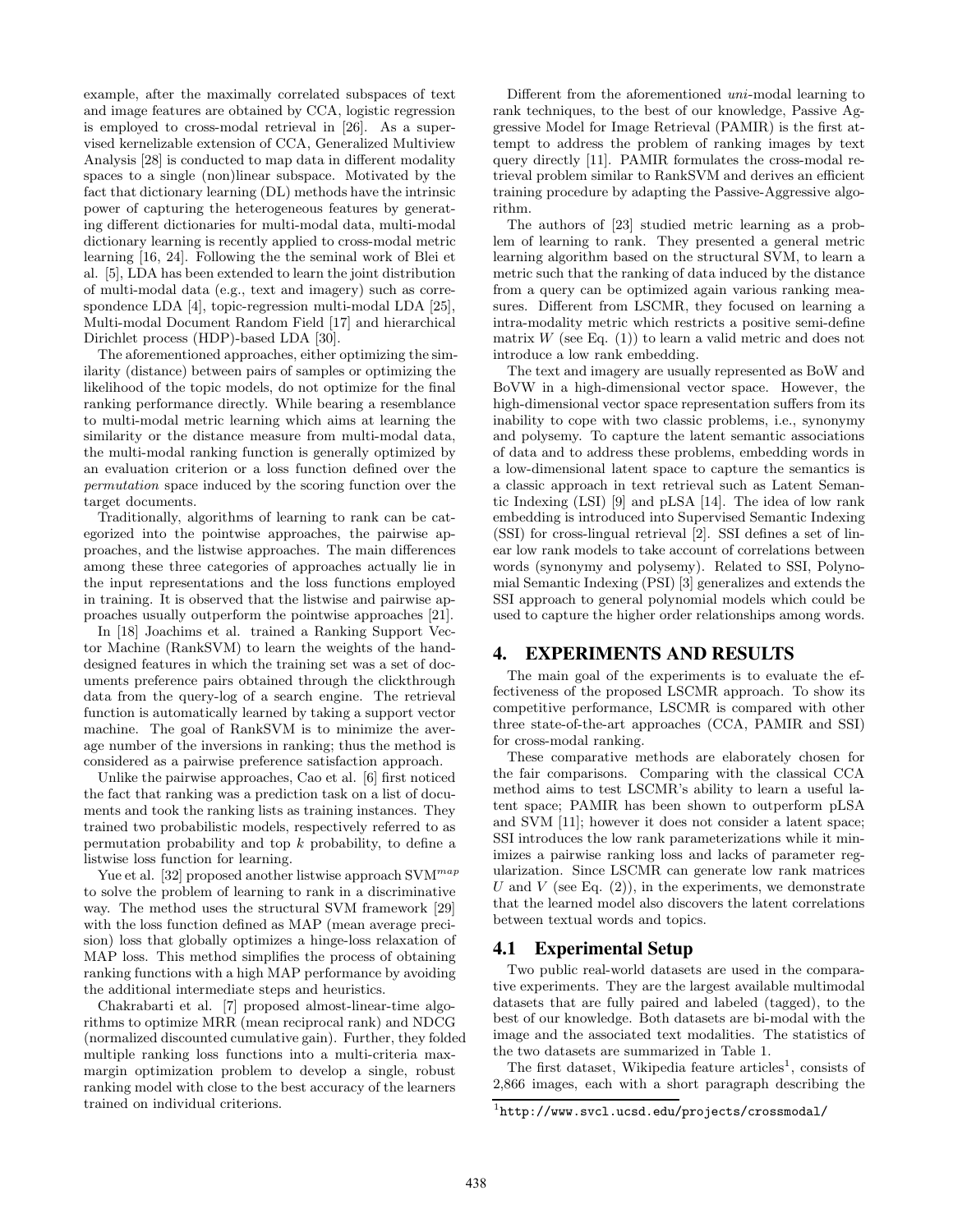example, after the maximally correlated subspaces of text and image features are obtained by CCA, logistic regression is employed to cross-modal retrieval in [26]. As a supervised kernelizable extension of CCA, Generalized Multiview Analysis [28] is conducted to map data in different modality spaces to a single (non)linear subspace. Motivated by the fact that dictionary learning (DL) methods have the intrinsic power of capturing the heterogeneous features by generating different dictionaries for multi-modal data, multi-modal dictionary learning is recently applied to cross-modal metric learning [16, 24]. Following the the seminal work of Blei et al. [5], LDA has been extended to learn the joint distribution of multi-modal data (e.g., text and imagery) such as correspondence LDA [4], topic-regression multi-modal LDA [25], Multi-modal Document Random Field [17] and hierarchical Dirichlet process (HDP)-based LDA [30].

The aforementioned approaches, either optimizing the similarity (distance) between pairs of samples or optimizing the likelihood of the topic models, do not optimize for the final ranking performance directly. While bearing a resemblance to multi-modal metric learning which aims at learning the similarity or the distance measure from multi-modal data, the multi-modal ranking function is generally optimized by an evaluation criterion or a loss function defined over the *permutation* space induced by the scoring function over the target documents.

Traditionally, algorithms of learning to rank can be categorized into the pointwise approaches, the pairwise approaches, and the listwise approaches. The main differences among these three categories of approaches actually lie in the input representations and the loss functions employed in training. It is observed that the listwise and pairwise approaches usually outperform the pointwise approaches [21].

In [18] Joachims et al. trained a Ranking Support Vector Machine (RankSVM) to learn the weights of the hand-designed features in which the training set was a set of documents preference pairs obtained through the clickthrough data from the query-log of a search engine. The retrieval function is automatically learned by taking a support vector machine. The goal of RankSVM is to minimize the average number of the inversions in ranking; thus the method is considered as a pairwise preference satisfaction approach.

Unlike the pairwise approaches, Cao et al. [6] first noticed the fact that ranking was a prediction task on a list of documents and took the ranking lists as training instances. They trained two probabilistic models, respectively referred to as permutation probability and top $k$ probability, to define a listwise loss function for learning.

Yue et al. [32] proposed another listwise approach SVM$^{map}$ to solve the problem of learning to rank in a discriminative way. The method uses the structural SVM framework [29] with the loss function defined as MAP (mean average precision) loss that globally optimizes a hinge-loss relaxation of MAP loss. This method simplifies the process of obtaining ranking functions with a high MAP performance by avoiding the additional intermediate steps and heuristics.

Chakrabarti et al. [7] proposed almost-linear-time algorithms to optimize MRR (mean reciprocal rank) and NDCG (normalized discounted cumulative gain). Further, they folded multiple ranking loss functions into a multi-criteria max-margin optimization problem to develop a single, robust ranking model with close to the best accuracy of the learners trained on individual criterions.

Different from the aforementioned *uni*-modal learning to rank techniques, to the best of our knowledge, Passive Aggressive Model for Image Retrieval (PAMIR) is the first attempt to address the problem of ranking images by text query directly [11]. PAMIR formulates the cross-modal retrieval problem similar to RankSVM and derives an efficient training procedure by adapting the Passive-Aggressive algorithm.

The authors of [23] studied metric learning as a problem of learning to rank. They presented a general metric learning algorithm based on the structural SVM, to learn a metric such that the ranking of data induced by the distance from a query can be optimized again various ranking measures. Different from LSCMR, they focused on learning a intra-modality metric which restricts a positive semi-define matrix $W$ (see Eq. (1)) to learn a valid metric and does not introduce a low rank embedding.

The text and imagery are usually represented as BoW and BoVW in a high-dimensional vector space. However, the high-dimensional vector space representation suffers from its inability to cope with two classic problems, i.e., synonymy and polysemy. To capture the latent semantic associations of data and to address these problems, embedding words in a low-dimensional latent space to capture the semantics is a classic approach in text retrieval such as Latent Semantic Indexing (LSI) [9] and pLSA [14]. The idea of low rank embedding is introduced into Supervised Semantic Indexing (SSI) for cross-lingual retrieval [2]. SSI defines a set of linear low rank models to take account of correlations between words (synonymy and polysemy). Related to SSI, Polynomial Semantic Indexing (PSI) [3] generalizes and extends the SSI approach to general polynomial models which could be used to capture the higher order relationships among words.

## 4. EXPERIMENTS AND RESULTS

The main goal of the experiments is to evaluate the effectiveness of the proposed LSCMR approach. To show its competitive performance, LSCMR is compared with other three state-of-the-art approaches (CCA, PAMIR and SSI) for cross-modal ranking.

These comparative methods are elaborately chosen for the fair comparisons. Comparing with the classical CCA method aims to test LSCMR's ability to learn a useful latent space; PAMIR has been shown to outperform pLSA and SVM [11]; however it does not consider a latent space; SSI introduces the low rank parameterizations while it minimizes a pairwise ranking loss and lacks of parameter regularization. Since LSCMR can generate low rank matrices $U$ and $V$ (see Eq. (2)), in the experiments, we demonstrate that the learned model also discovers the latent correlations between textual words and topics.

### 4.1 Experimental Setup

Two public real-world datasets are used in the comparative experiments. They are the largest available multimodal datasets that are fully paired and labeled (tagged), to the best of our knowledge. Both datasets are bi-modal with the image and the associated text modalities. The statistics of the two datasets are summarized in Table 1.

The first dataset, Wikipedia feature articles[1], consists of 2,866 images, each with a short paragraph describing the

[1] http://www.svcl.ucsd.edu/projects/crossmodal/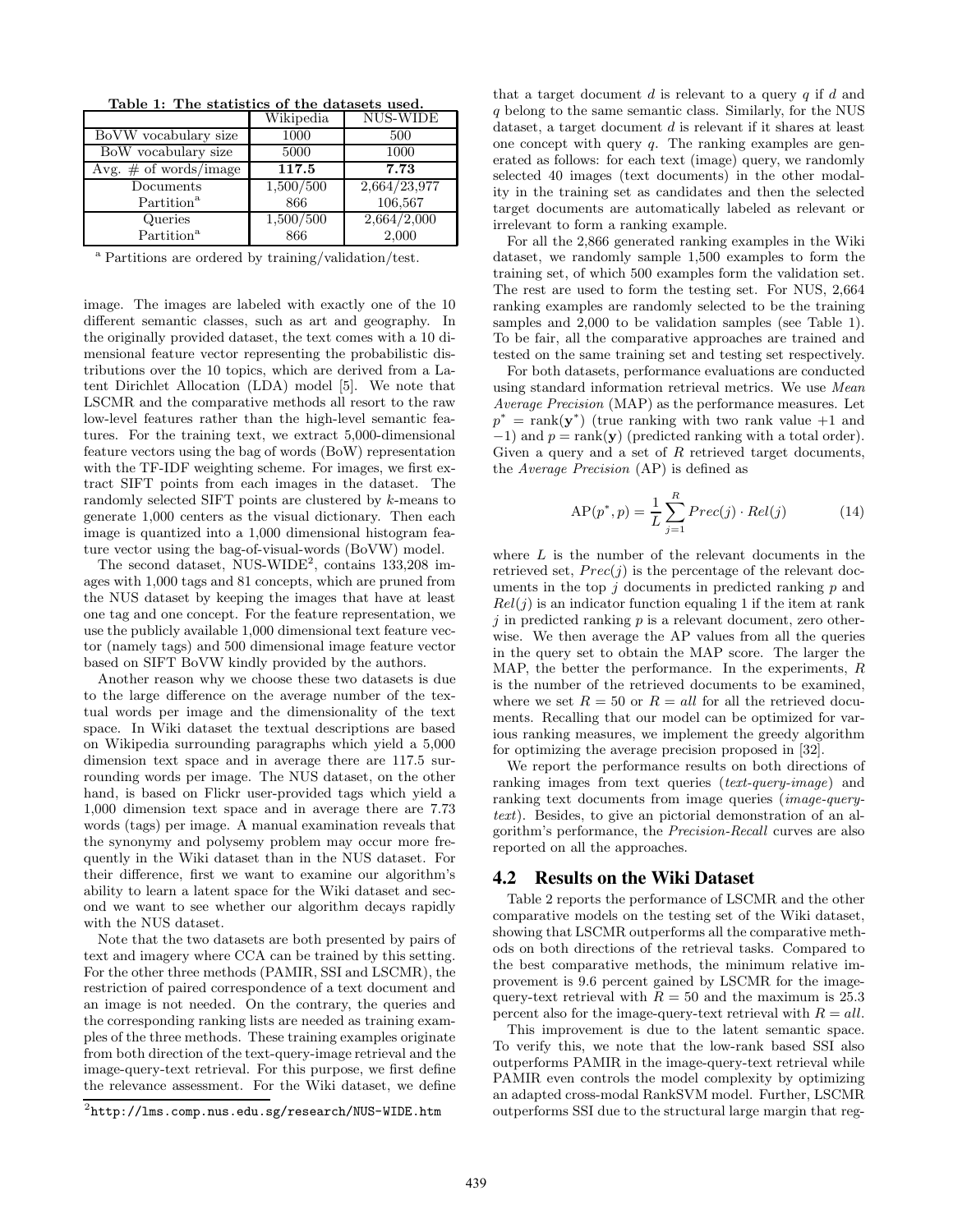Table 1: The statistics of the datasets used.

| | Wikipedia | NUS-WIDE |
|---|---|---|
| BoVW vocabulary size | 1000 | 500 |
| BoW vocabulary size | 5000 | 1000 |
| Avg. # of words/image | **117.5** | **7.73** |
| Documents | 1,500/500 | 2,664/23,977 |
| Partition[a] | 866 | 106,567 |
| Queries | 1,500/500 | 2,664/2,000 |
| Partition[a] | 866 | 2,000 |

[a] Partitions are ordered by training/validation/test.

image. The images are labeled with exactly one of the 10 different semantic classes, such as art and geography. In the originally provided dataset, the text comes with a 10 dimensional feature vector representing the probabilistic distributions over the 10 topics, which are derived from a Latent Dirichlet Allocation (LDA) model [5]. We note that LSCMR and the comparative methods all resort to the raw low-level features rather than the high-level semantic features. For the training text, we extract 5,000-dimensional feature vectors using the bag of words (BoW) representation with the TF-IDF weighting scheme. For images, we first extract SIFT points from each images in the dataset. The randomly selected SIFT points are clustered by $k$-means to generate 1,000 centers as the visual dictionary. Then each image is quantized into a 1,000 dimensional histogram feature vector using the bag-of-visual-words (BoVW) model.

The second dataset, NUS-WIDE[2], contains 133,208 images with 1,000 tags and 81 concepts, which are pruned from the NUS dataset by keeping the images that have at least one tag and one concept. For the feature representation, we use the publicly available 1,000 dimensional text feature vector (namely tags) and 500 dimensional image feature vector based on SIFT BoVW kindly provided by the authors.

Another reason why we choose these two datasets is due to the large difference on the average number of the textual words per image and the dimensionality of the text space. In Wiki dataset the textual descriptions are based on Wikipedia surrounding paragraphs which yield a 5,000 dimension text space and in average there are 117.5 surrounding words per image. The NUS dataset, on the other hand, is based on Flickr user-provided tags which yield a 1,000 dimension text space and in average there are 7.73 words (tags) per image. A manual examination reveals that the synonymy and polysemy problem may occur more frequently in the Wiki dataset than in the NUS dataset. For their difference, first we want to examine our algorithm's ability to learn a latent space for the Wiki dataset and second we want to see whether our algorithm decays rapidly with the NUS dataset.

Note that the two datasets are both presented by pairs of text and imagery where CCA can be trained by this setting. For the other three methods (PAMIR, SSI and LSCMR), the restriction of paired correspondence of a text document and an image is not needed. On the contrary, the queries and the corresponding ranking lists are needed as training examples of the three methods. These training examples originate from both direction of the text-query-image retrieval and the image-query-text retrieval. For this purpose, we first define the relevance assessment. For the Wiki dataset, we define that a target document $d$ is relevant to a query $q$ if $d$ and $q$ belong to the same semantic class. Similarly, for the NUS dataset, a target document $d$ is relevant if it shares at least one concept with query $q$. The ranking examples are generated as follows: for each text (image) query, we randomly selected 40 images (text documents) in the other modality in the training set as candidates and then the selected target documents are automatically labeled as relevant or irrelevant to form a ranking example.

[2] http://lms.comp.nus.edu.sg/research/NUS-WIDE.htm

For all the 2,866 generated ranking examples in the Wiki dataset, we randomly sample 1,500 examples to form the training set, of which 500 examples form the validation set. The rest are used to form the testing set. For NUS, 2,664 ranking examples are randomly selected to be the training samples and 2,000 to be validation samples (see Table 1). To be fair, all the comparative approaches are trained and tested on the same training set and testing set respectively.

For both datasets, performance evaluations are conducted using standard information retrieval metrics. We use *Mean Average Precision* (MAP) as the performance measures. Let $p^* = \text{rank}(\mathbf{y}^*)$ (true ranking with two rank value +1 and −1) and $p = \text{rank}(\mathbf{y})$ (predicted ranking with a total order). Given a query and a set of $R$ retrieved target documents, the *Average Precision* (AP) is defined as

$$\text{AP}(p^*, p) = \frac{1}{L}\sum_{j=1}^{R} Prec(j) \cdot Rel(j) \tag{14}$$

where $L$ is the number of the relevant documents in the retrieved set, $Prec(j)$ is the percentage of the relevant documents in the top $j$ documents in predicted ranking $p$ and $Rel(j)$ is an indicator function equaling 1 if the item at rank $j$ in predicted ranking $p$ is a relevant document, zero otherwise. We then average the AP values from all the queries in the query set to obtain the MAP score. The larger the MAP, the better the performance. In the experiments, $R$ is the number of the retrieved documents to be examined, where we set $R = 50$ or $R = all$ for all the retrieved documents. Recalling that our model can be optimized for various ranking measures, we implement the greedy algorithm for optimizing the average precision proposed in [32].

We report the performance results on both directions of ranking images from text queries (*text-query-image*) and ranking text documents from image queries (*image-query-text*). Besides, to give an pictorial demonstration of an algorithm's performance, the *Precision-Recall* curves are also reported on all the approaches.

## 4.2 Results on the Wiki Dataset

Table 2 reports the performance of LSCMR and the other comparative models on the testing set of the Wiki dataset, showing that LSCMR outperforms all the comparative methods on both directions of the retrieval tasks. Compared to the best comparative methods, the minimum relative improvement is 9.6 percent gained by LSCMR for the image-query-text retrieval with $R = 50$ and the maximum is 25.3 percent also for the image-query-text retrieval with $R = all$.

This improvement is due to the latent semantic space. To verify this, we note that the low-rank based SSI also outperforms PAMIR in the image-query-text retrieval while PAMIR even controls the model complexity by optimizing an adapted cross-modal RankSVM model. Further, LSCMR outperforms SSI due to the structural large margin that reg-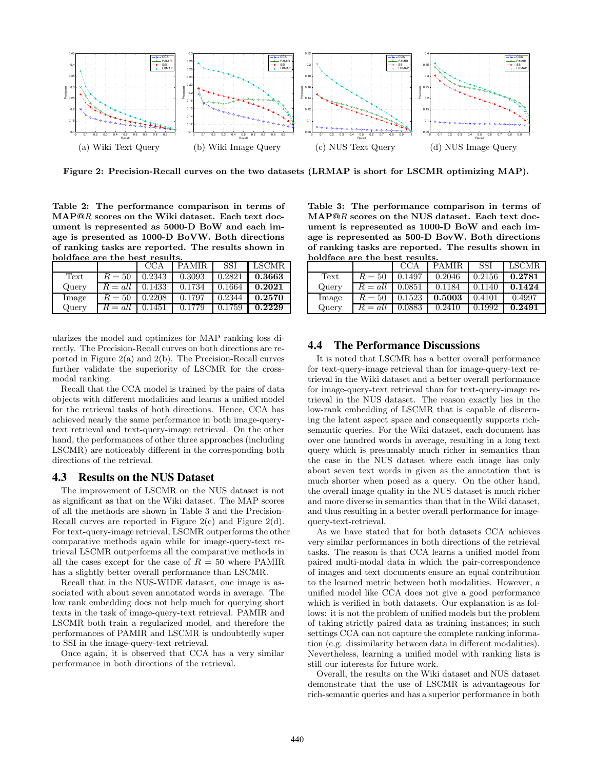(a) Wiki Text Query (b) Wiki Image Query (c) NUS Text Query (d) NUS Image Query

**Figure 2: Precision-Recall curves on the two datasets (LRMAP is short for LSCMR optimizing MAP).**

**Table 2: The performance comparison in terms of MAP@$R$ scores on the Wiki dataset. Each text document is represented as 5000-D BoW and each image is presented as 1000-D BoVW. Both directions of ranking tasks are reported. The results shown in boldface are the best results.**

| | | CCA | PAMIR | SSI | LSCMR |
|---|---|---|---|---|---|
| Text Query | $R = 50$ | 0.2343 | 0.3093 | 0.2821 | **0.3663** |
| | $R = all$ | 0.1433 | 0.1734 | 0.1664 | **0.2021** |
| Image Query | $R = 50$ | 0.2208 | 0.1797 | 0.2344 | **0.2570** |
| | $R = all$ | 0.1451 | 0.1779 | 0.1759 | **0.2229** |

ularizes the model and optimizes for MAP ranking loss directly. The Precision-Recall curves on both directions are reported in Figure 2(a) and 2(b). The Precision-Recall curves further validate the superiority of LSCMR for the cross-modal ranking.

Recall that the CCA model is trained by the pairs of data objects with different modalities and learns a unified model for the retrieval tasks of both directions. Hence, CCA has achieved nearly the same performance in both image-query-text retrieval and text-query-image retrieval. On the other hand, the performances of other three approaches (including LSCMR) are noticeably different in the corresponding both directions of the retrieval.

## 4.3 Results on the NUS Dataset

The improvement of LSCMR on the NUS dataset is not as significant as that on the Wiki dataset. The MAP scores of all the methods are shown in Table 3 and the Precision-Recall curves are reported in Figure 2(c) and Figure 2(d). For text-query-image retrieval, LSCMR outperforms the other comparative methods again while for image-query-text retrieval LSCMR outperforms all the comparative methods in all the cases except for the case of $R = 50$ where PAMIR has a slightly better overall performance than LSCMR.

Recall that in the NUS-WIDE dataset, one image is associated with about seven annotated words in average. The low rank embedding does not help much for querying short texts in the task of image-query-text retrieval. PAMIR and LSCMR both train a regularized model, and therefore the performances of PAMIR and LSCMR is undoubtedly super to SSI in the image-query-text retrieval.

Once again, it is observed that CCA has a very similar performance in both directions of the retrieval.

**Table 3: The performance comparison in terms of MAP@$R$ scores on the NUS dataset. Each text document is represented as 1000-D BoW and each image is represented as 500-D BovW. Both directions of ranking tasks are reported. The results shown in boldface are the best results.**

| | | CCA | PAMIR | SSI | LSCMR |
|---|---|---|---|---|---|
| Text Query | $R = 50$ | 0.1497 | 0.2046 | 0.2156 | **0.2781** |
| | $R = all$ | 0.0851 | 0.1184 | 0.1140 | **0.1424** |
| Image Query | $R = 50$ | 0.1523 | **0.5003** | 0.4101 | 0.4997 |
| | $R = all$ | 0.0883 | 0.2410 | 0.1992 | **0.2491** |

## 4.4 The Performance Discussions

It is noted that LSCMR has a better overall performance for text-query-image retrieval than for image-query-text retrieval in the Wiki dataset and a better overall performance for image-query-text retrieval than for text-query-image retrieval in the NUS dataset. The reason exactly lies in the low-rank embedding of LSCMR that is capable of discerning the latent aspect space and consequently supports rich-semantic queries. For the Wiki dataset, each document has over one hundred words in average, resulting in a long text query which is presumably much richer in semantics than the case in the NUS dataset where each image has only about seven text words in given as the annotation that is much shorter when posed as a query. On the other hand, the overall image quality in the NUS dataset is much richer and more diverse in semantics than that in the Wiki dataset, and thus resulting in a better overall performance for image-query-text-retrieval.

As we have stated that for both datasets CCA achieves very similar performances in both directions of the retrieval tasks. The reason is that CCA learns a unified model from paired multi-modal data in which the pair-correspondence of images and text documents ensure an equal contribution to the learned metric between both modalities. However, a unified model like CCA does not give a good performance which is verified in both datasets. Our explanation is as follows: it is not the problem of unified models but the problem of taking strictly paired data as training instances; in such settings CCA can not capture the complete ranking information (e.g. dissimilarity between data in different modalities). Nevertheless, learning a unified model with ranking lists is still our interests for future work.

Overall, the results on the Wiki dataset and NUS dataset demonstrate that the use of LSCMR is advantageous for rich-semantic queries and has a superior performance in both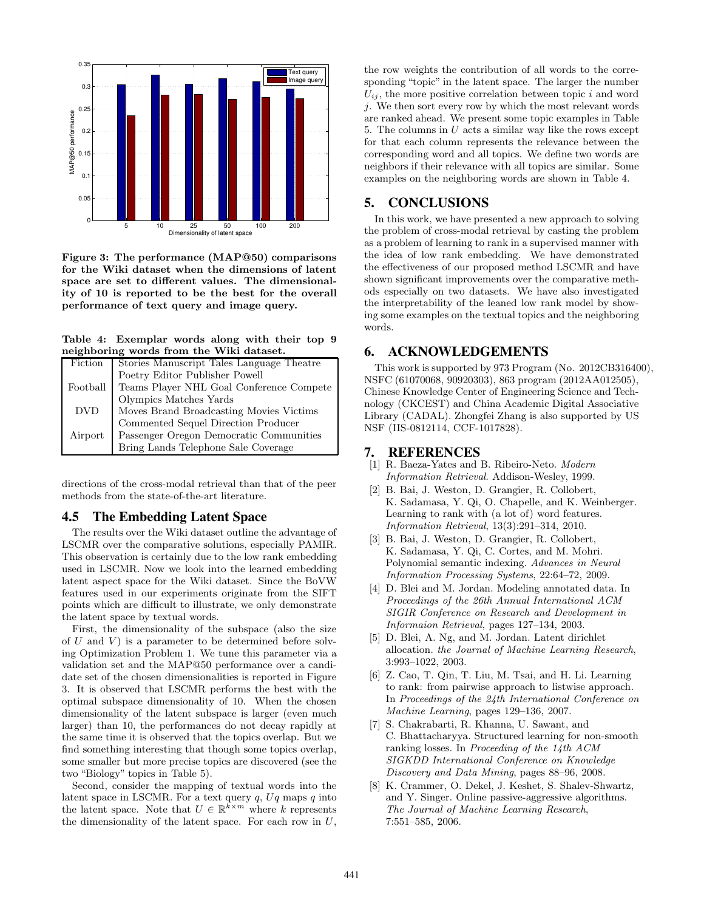Figure 3: The performance (MAP@50) comparisons for the Wiki dataset when the dimensions of latent space are set to different values. The dimensionality of 10 is reported to be the best for the overall performance of text query and image query.

Table 4: Exemplar words along with their top 9 neighboring words from the Wiki dataset.

| | |
|---|---|
| Fiction | Stories Manuscript Tales Language Theatre Poetry Editor Publisher Powell |
| Football | Teams Player NHL Goal Conference Compete Olympics Matches Yards |
| DVD | Moves Brand Broadcasting Movies Victims Commented Sequel Direction Producer |
| Airport | Passenger Oregon Democratic Communities Bring Lands Telephone Sale Coverage |

directions of the cross-modal retrieval than that of the peer methods from the state-of-the-art literature.

## 4.5 The Embedding Latent Space

The results over the Wiki dataset outline the advantage of LSCMR over the comparative solutions, especially PAMIR. This observation is certainly due to the low rank embedding used in LSCMR. Now we look into the learned embedding latent aspect space for the Wiki dataset. Since the BoVW features used in our experiments originate from the SIFT points which are difficult to illustrate, we only demonstrate the latent space by textual words.

First, the dimensionality of the subspace (also the size of $U$ and $V$) is a parameter to be determined before solving Optimization Problem 1. We tune this parameter via a validation set and the MAP@50 performance over a candidate set of the chosen dimensionalities is reported in Figure 3. It is observed that LSCMR performs the best with the optimal subspace dimensionality of 10. When the chosen dimensionality of the latent subspace is larger (even much larger) than 10, the performances do not decay rapidly at the same time it is observed that the topics overlap. But we find something interesting that though some topics overlap, some smaller but more precise topics are discovered (see the two "Biology" topics in Table 5).

Second, consider the mapping of textual words into the latent space in LSCMR. For a text query $q$, $Uq$ maps $q$ into the latent space. Note that $U \in \mathbb{R}^{k \times m}$ where $k$ represents the dimensionality of the latent space. For each row in $U$, the row weights the contribution of all words to the corresponding "topic" in the latent space. The larger the number $U_{ij}$, the more positive correlation between topic $i$ and word $j$. We then sort every row by which the most relevant words are ranked ahead. We present some topic examples in Table 5. The columns in $U$ acts a similar way like the rows except for that each column represents the relevance between the corresponding word and all topics. We define two words are neighbors if their relevance with all topics are similar. Some examples on the neighboring words are shown in Table 4.

# 5. CONCLUSIONS

In this work, we have presented a new approach to solving the problem of cross-modal retrieval by casting the problem as a problem of learning to rank in a supervised manner with the idea of low rank embedding. We have demonstrated the effectiveness of our proposed method LSCMR and have shown significant improvements over the comparative methods especially on two datasets. We have also investigated the interpretability of the leaned low rank model by showing some examples on the textual topics and the neighboring words.

# 6. ACKNOWLEDGEMENTS

This work is supported by 973 Program (No. 2012CB316400), NSFC (61070068, 90920303), 863 program (2012AA012505), Chinese Knowledge Center of Engineering Science and Technology (CKCEST) and China Academic Digital Associative Library (CADAL). Zhongfei Zhang is also supported by US NSF (IIS-0812114, CCF-1017828).

# 7. REFERENCES

[1] R. Baeza-Yates and B. Ribeiro-Neto. *Modern Information Retrieval*. Addison-Wesley, 1999.

[2] B. Bai, J. Weston, D. Grangier, R. Collobert, K. Sadamasa, Y. Qi, O. Chapelle, and K. Weinberger. Learning to rank with (a lot of) word features. *Information Retrieval*, 13(3):291–314, 2010.

[3] B. Bai, J. Weston, D. Grangier, R. Collobert, K. Sadamasa, Y. Qi, C. Cortes, and M. Mohri. Polynomial semantic indexing. *Advances in Neural Information Processing Systems*, 22:64–72, 2009.

[4] D. Blei and M. Jordan. Modeling annotated data. In *Proceedings of the 26th Annual International ACM SIGIR Conference on Research and Development in Informaion Retrieval*, pages 127–134, 2003.

[5] D. Blei, A. Ng, and M. Jordan. Latent dirichlet allocation. *the Journal of Machine Learning Research*, 3:993–1022, 2003.

[6] Z. Cao, T. Qin, T. Liu, M. Tsai, and H. Li. Learning to rank: from pairwise approach to listwise approach. In *Proceedings of the 24th International Conference on Machine Learning*, pages 129–136, 2007.

[7] S. Chakrabarti, R. Khanna, U. Sawant, and C. Bhattacharyya. Structured learning for non-smooth ranking losses. In *Proceeding of the 14th ACM SIGKDD International Conference on Knowledge Discovery and Data Mining*, pages 88–96, 2008.

[8] K. Crammer, O. Dekel, J. Keshet, S. Shalev-Shwartz, and Y. Singer. Online passive-aggressive algorithms. *The Journal of Machine Learning Research*, 7:551–585, 2006.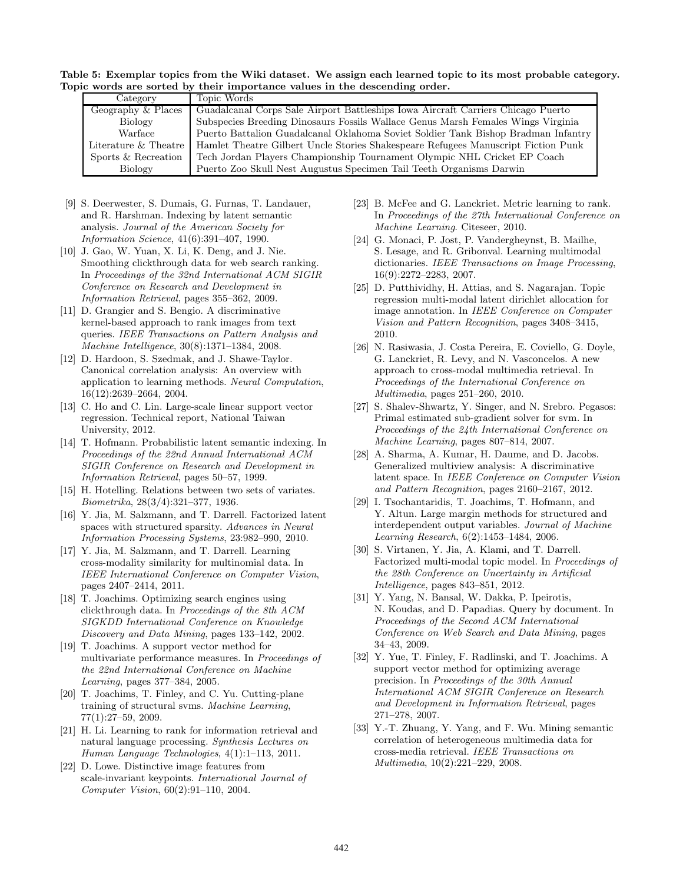**Table 5: Exemplar topics from the Wiki dataset. We assign each learned topic to its most probable category. Topic words are sorted by their importance values in the descending order.**

| Category | Topic Words |
|---|---|
| Geography & Places | Guadalcanal Corps Sale Airport Battleships Iowa Aircraft Carriers Chicago Puerto |
| Biology | Subspecies Breeding Dinosaurs Fossils Wallace Genus Marsh Females Wings Virginia |
| Warface | Puerto Battalion Guadalcanal Oklahoma Soviet Soldier Tank Bishop Bradman Infantry |
| Literature & Theatre | Hamlet Theatre Gilbert Uncle Stories Shakespeare Refugees Manuscript Fiction Punk |
| Sports & Recreation | Tech Jordan Players Championship Tournament Olympic NHL Cricket EP Coach |
| Biology | Puerto Zoo Skull Nest Augustus Specimen Tail Teeth Organisms Darwin |

[9] S. Deerwester, S. Dumais, G. Furnas, T. Landauer, and R. Harshman. Indexing by latent semantic analysis. *Journal of the American Society for Information Science*, 41(6):391–407, 1990.

[10] J. Gao, W. Yuan, X. Li, K. Deng, and J. Nie. Smoothing clickthrough data for web search ranking. In *Proceedings of the 32nd International ACM SIGIR Conference on Research and Development in Information Retrieval*, pages 355–362, 2009.

[11] D. Grangier and S. Bengio. A discriminative kernel-based approach to rank images from text queries. *IEEE Transactions on Pattern Analysis and Machine Intelligence*, 30(8):1371–1384, 2008.

[12] D. Hardoon, S. Szedmak, and J. Shawe-Taylor. Canonical correlation analysis: An overview with application to learning methods. *Neural Computation*, 16(12):2639–2664, 2004.

[13] C. Ho and C. Lin. Large-scale linear support vector regression. Technical report, National Taiwan University, 2012.

[14] T. Hofmann. Probabilistic latent semantic indexing. In *Proceedings of the 22nd Annual International ACM SIGIR Conference on Research and Development in Information Retrieval*, pages 50–57, 1999.

[15] H. Hotelling. Relations between two sets of variates. *Biometrika*, 28(3/4):321–377, 1936.

[16] Y. Jia, M. Salzmann, and T. Darrell. Factorized latent spaces with structured sparsity. *Advances in Neural Information Processing Systems*, 23:982–990, 2010.

[17] Y. Jia, M. Salzmann, and T. Darrell. Learning cross-modality similarity for multinomial data. In *IEEE International Conference on Computer Vision*, pages 2407–2414, 2011.

[18] T. Joachims. Optimizing search engines using clickthrough data. In *Proceedings of the 8th ACM SIGKDD International Conference on Knowledge Discovery and Data Mining*, pages 133–142, 2002.

[19] T. Joachims. A support vector method for multivariate performance measures. In *Proceedings of the 22nd International Conference on Machine Learning*, pages 377–384, 2005.

[20] T. Joachims, T. Finley, and C. Yu. Cutting-plane training of structural svms. *Machine Learning*, 77(1):27–59, 2009.

[21] H. Li. Learning to rank for information retrieval and natural language processing. *Synthesis Lectures on Human Language Technologies*, 4(1):1–113, 2011.

[22] D. Lowe. Distinctive image features from scale-invariant keypoints. *International Journal of Computer Vision*, 60(2):91–110, 2004.

[23] B. McFee and G. Lanckriet. Metric learning to rank. In *Proceedings of the 27th International Conference on Machine Learning*. Citeseer, 2010.

[24] G. Monaci, P. Jost, P. Vandergheynst, B. Mailhe, S. Lesage, and R. Gribonval. Learning multimodal dictionaries. *IEEE Transactions on Image Processing*, 16(9):2272–2283, 2007.

[25] D. Putthividhy, H. Attias, and S. Nagarajan. Topic regression multi-modal latent dirichlet allocation for image annotation. In *IEEE Conference on Computer Vision and Pattern Recognition*, pages 3408–3415, 2010.

[26] N. Rasiwasia, J. Costa Pereira, E. Coviello, G. Doyle, G. Lanckriet, R. Levy, and N. Vasconcelos. A new approach to cross-modal multimedia retrieval. In *Proceedings of the International Conference on Multimedia*, pages 251–260, 2010.

[27] S. Shalev-Shwartz, Y. Singer, and N. Srebro. Pegasos: Primal estimated sub-gradient solver for svm. In *Proceedings of the 24th International Conference on Machine Learning*, pages 807–814, 2007.

[28] A. Sharma, A. Kumar, H. Daume, and D. Jacobs. Generalized multiview analysis: A discriminative latent space. In *IEEE Conference on Computer Vision and Pattern Recognition*, pages 2160–2167, 2012.

[29] I. Tsochantaridis, T. Joachims, T. Hofmann, and Y. Altun. Large margin methods for structured and interdependent output variables. *Journal of Machine Learning Research*, 6(2):1453–1484, 2006.

[30] S. Virtanen, Y. Jia, A. Klami, and T. Darrell. Factorized multi-modal topic model. In *Proceedings of the 28th Conference on Uncertainty in Artificial Intelligence*, pages 843–851, 2012.

[31] Y. Yang, N. Bansal, W. Dakka, P. Ipeirotis, N. Koudas, and D. Papadias. Query by document. In *Proceedings of the Second ACM International Conference on Web Search and Data Mining*, pages 34–43, 2009.

[32] Y. Yue, T. Finley, F. Radlinski, and T. Joachims. A support vector method for optimizing average precision. In *Proceedings of the 30th Annual International ACM SIGIR Conference on Research and Development in Information Retrieval*, pages 271–278, 2007.

[33] Y.-T. Zhuang, Y. Yang, and F. Wu. Mining semantic correlation of heterogeneous multimedia data for cross-media retrieval. *IEEE Transactions on Multimedia*, 10(2):221–229, 2008.